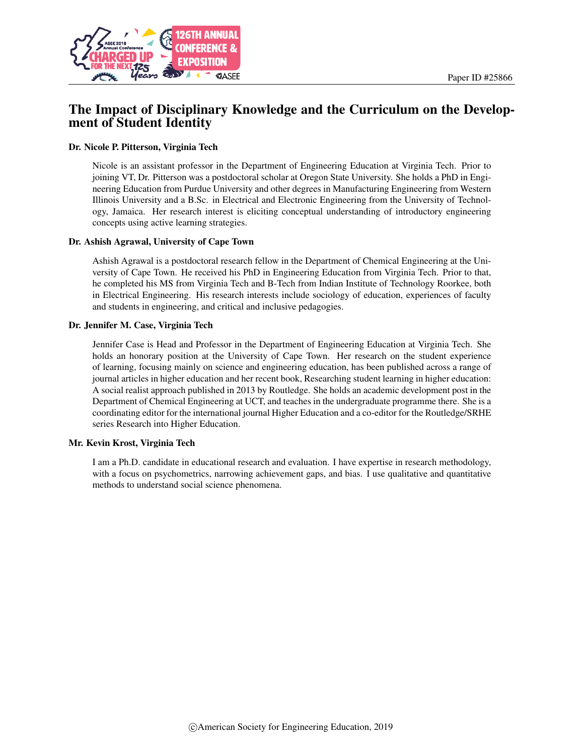Paper ID #25866

# The Impact of Disciplinary Knowledge and the Curriculum on the Development of Student Identity

**Dr. Nicole P. Pitterson, Virginia Tech**

Nicole is an assistant professor in the Department of Engineering Education at Virginia Tech. Prior to joining VT, Dr. Pitterson was a postdoctoral scholar at Oregon State University. She holds a PhD in Engineering Education from Purdue University and other degrees in Manufacturing Engineering from Western Illinois University and a B.Sc. in Electrical and Electronic Engineering from the University of Technology, Jamaica. Her research interest is eliciting conceptual understanding of introductory engineering concepts using active learning strategies.

**Dr. Ashish Agrawal, University of Cape Town**

Ashish Agrawal is a postdoctoral research fellow in the Department of Chemical Engineering at the University of Cape Town. He received his PhD in Engineering Education from Virginia Tech. Prior to that, he completed his MS from Virginia Tech and B-Tech from Indian Institute of Technology Roorkee, both in Electrical Engineering. His research interests include sociology of education, experiences of faculty and students in engineering, and critical and inclusive pedagogies.

**Dr. Jennifer M. Case, Virginia Tech**

Jennifer Case is Head and Professor in the Department of Engineering Education at Virginia Tech. She holds an honorary position at the University of Cape Town. Her research on the student experience of learning, focusing mainly on science and engineering education, has been published across a range of journal articles in higher education and her recent book, Researching student learning in higher education: A social realist approach published in 2013 by Routledge. She holds an academic development post in the Department of Chemical Engineering at UCT, and teaches in the undergraduate programme there. She is a coordinating editor for the international journal Higher Education and a co-editor for the Routledge/SRHE series Research into Higher Education.

**Mr. Kevin Krost, Virginia Tech**

I am a Ph.D. candidate in educational research and evaluation. I have expertise in research methodology, with a focus on psychometrics, narrowing achievement gaps, and bias. I use qualitative and quantitative methods to understand social science phenomena.

©American Society for Engineering Education, 2019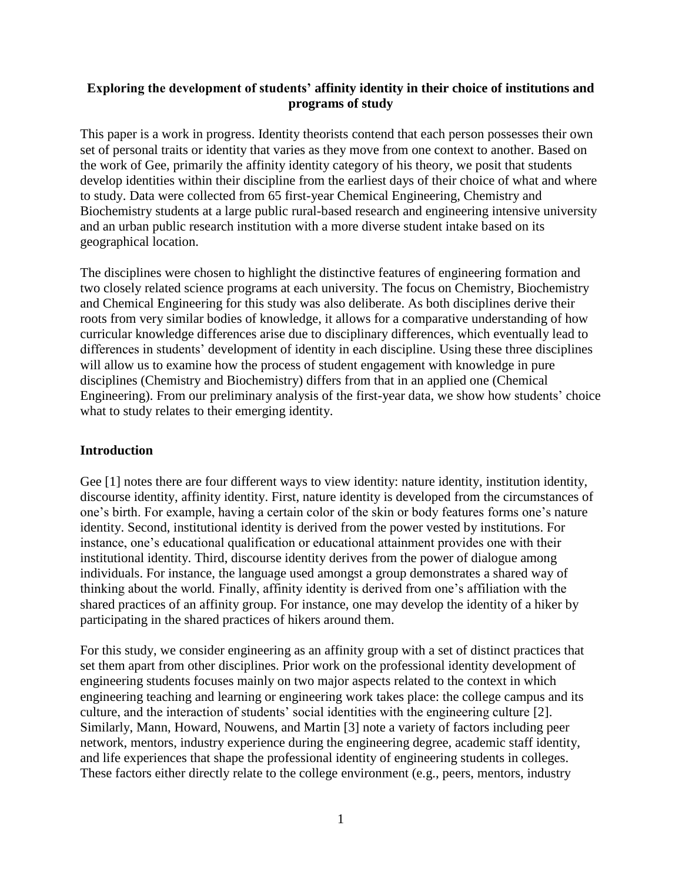**Exploring the development of students' affinity identity in their choice of institutions and programs of study**

This paper is a work in progress. Identity theorists contend that each person possesses their own set of personal traits or identity that varies as they move from one context to another. Based on the work of Gee, primarily the affinity identity category of his theory, we posit that students develop identities within their discipline from the earliest days of their choice of what and where to study. Data were collected from 65 first-year Chemical Engineering, Chemistry and Biochemistry students at a large public rural-based research and engineering intensive university and an urban public research institution with a more diverse student intake based on its geographical location.

The disciplines were chosen to highlight the distinctive features of engineering formation and two closely related science programs at each university. The focus on Chemistry, Biochemistry and Chemical Engineering for this study was also deliberate. As both disciplines derive their roots from very similar bodies of knowledge, it allows for a comparative understanding of how curricular knowledge differences arise due to disciplinary differences, which eventually lead to differences in students' development of identity in each discipline. Using these three disciplines will allow us to examine how the process of student engagement with knowledge in pure disciplines (Chemistry and Biochemistry) differs from that in an applied one (Chemical Engineering). From our preliminary analysis of the first-year data, we show how students' choice what to study relates to their emerging identity.

## Introduction

Gee [1] notes there are four different ways to view identity: nature identity, institution identity, discourse identity, affinity identity. First, nature identity is developed from the circumstances of one's birth. For example, having a certain color of the skin or body features forms one's nature identity. Second, institutional identity is derived from the power vested by institutions. For instance, one's educational qualification or educational attainment provides one with their institutional identity. Third, discourse identity derives from the power of dialogue among individuals. For instance, the language used amongst a group demonstrates a shared way of thinking about the world. Finally, affinity identity is derived from one's affiliation with the shared practices of an affinity group. For instance, one may develop the identity of a hiker by participating in the shared practices of hikers around them.

For this study, we consider engineering as an affinity group with a set of distinct practices that set them apart from other disciplines. Prior work on the professional identity development of engineering students focuses mainly on two major aspects related to the context in which engineering teaching and learning or engineering work takes place: the college campus and its culture, and the interaction of students' social identities with the engineering culture [2]. Similarly, Mann, Howard, Nouwens, and Martin [3] note a variety of factors including peer network, mentors, industry experience during the engineering degree, academic staff identity, and life experiences that shape the professional identity of engineering students in colleges. These factors either directly relate to the college environment (e.g., peers, mentors, industry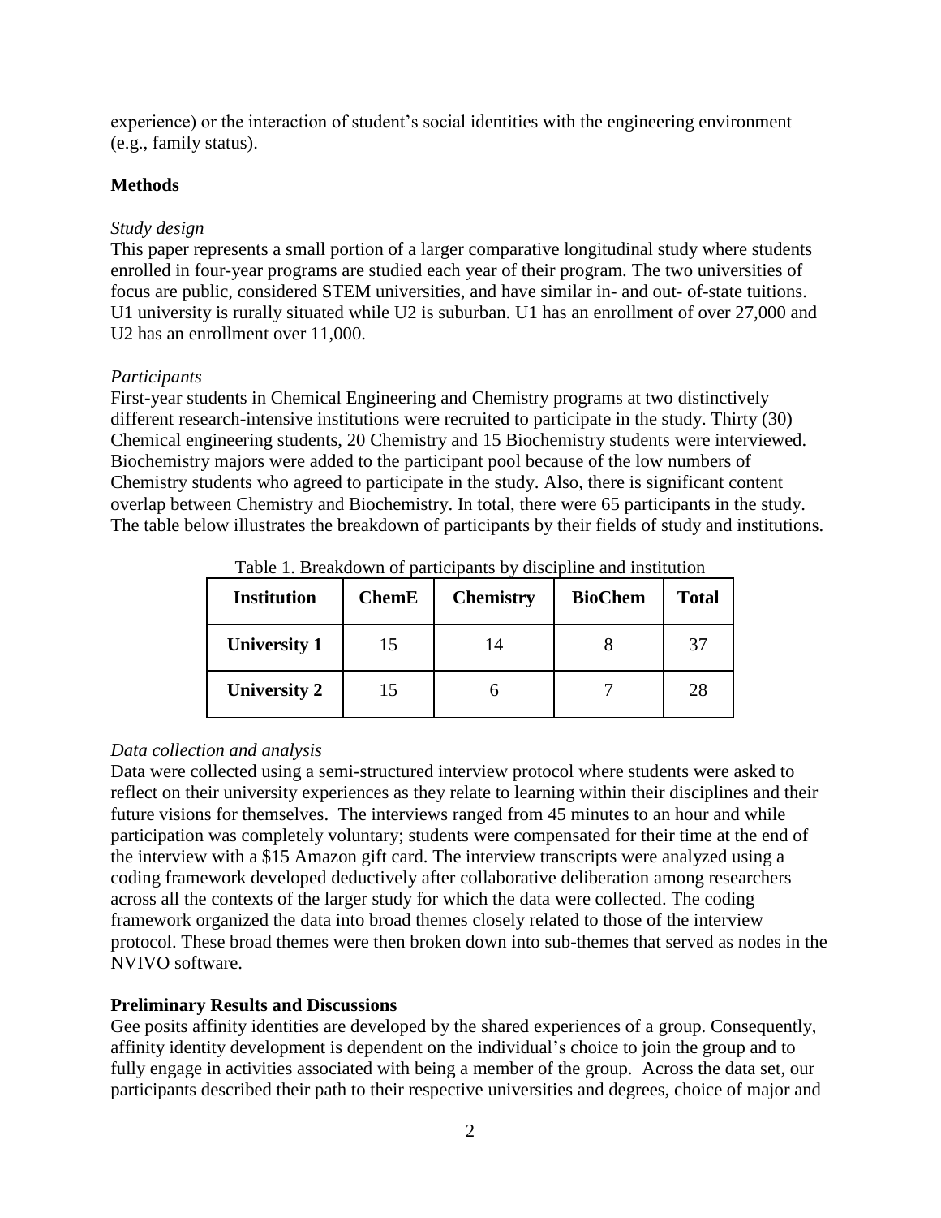experience) or the interaction of student's social identities with the engineering environment (e.g., family status).

## Methods

### *Study design*

This paper represents a small portion of a larger comparative longitudinal study where students enrolled in four-year programs are studied each year of their program. The two universities of focus are public, considered STEM universities, and have similar in- and out- of-state tuitions. U1 university is rurally situated while U2 is suburban. U1 has an enrollment of over 27,000 and U2 has an enrollment over 11,000.

### *Participants*

First-year students in Chemical Engineering and Chemistry programs at two distinctively different research-intensive institutions were recruited to participate in the study. Thirty (30) Chemical engineering students, 20 Chemistry and 15 Biochemistry students were interviewed. Biochemistry majors were added to the participant pool because of the low numbers of Chemistry students who agreed to participate in the study. Also, there is significant content overlap between Chemistry and Biochemistry. In total, there were 65 participants in the study. The table below illustrates the breakdown of participants by their fields of study and institutions.

Table 1. Breakdown of participants by discipline and institution

| Institution | ChemE | Chemistry | BioChem | Total |
|---|---|---|---|---|
| **University 1** | 15 | 14 | 8 | 37 |
| **University 2** | 15 | 6 | 7 | 28 |

### *Data collection and analysis*

Data were collected using a semi-structured interview protocol where students were asked to reflect on their university experiences as they relate to learning within their disciplines and their future visions for themselves. The interviews ranged from 45 minutes to an hour and while participation was completely voluntary; students were compensated for their time at the end of the interview with a $15 Amazon gift card. The interview transcripts were analyzed using a coding framework developed deductively after collaborative deliberation among researchers across all the contexts of the larger study for which the data were collected. The coding framework organized the data into broad themes closely related to those of the interview protocol. These broad themes were then broken down into sub-themes that served as nodes in the NVIVO software.

## Preliminary Results and Discussions

Gee posits affinity identities are developed by the shared experiences of a group. Consequently, affinity identity development is dependent on the individual's choice to join the group and to fully engage in activities associated with being a member of the group. Across the data set, our participants described their path to their respective universities and degrees, choice of major and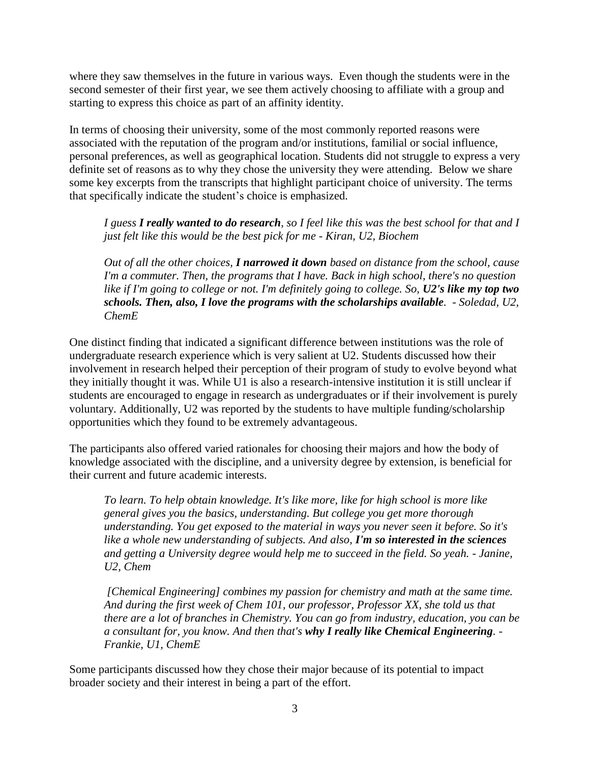where they saw themselves in the future in various ways. Even though the students were in the second semester of their first year, we see them actively choosing to affiliate with a group and starting to express this choice as part of an affinity identity.

In terms of choosing their university, some of the most commonly reported reasons were associated with the reputation of the program and/or institutions, familial or social influence, personal preferences, as well as geographical location. Students did not struggle to express a very definite set of reasons as to why they chose the university they were attending. Below we share some key excerpts from the transcripts that highlight participant choice of university. The terms that specifically indicate the student's choice is emphasized.

> *I guess **I really wanted to do research**, so I feel like this was the best school for that and I just felt like this would be the best pick for me - Kiran, U2, Biochem*

> *Out of all the other choices, **I narrowed it down** based on distance from the school, cause I'm a commuter. Then, the programs that I have. Back in high school, there's no question like if I'm going to college or not. I'm definitely going to college. So, **U2's like my top two schools. Then, also, I love the programs with the scholarships available**. - Soledad, U2, ChemE*

One distinct finding that indicated a significant difference between institutions was the role of undergraduate research experience which is very salient at U2. Students discussed how their involvement in research helped their perception of their program of study to evolve beyond what they initially thought it was. While U1 is also a research-intensive institution it is still unclear if students are encouraged to engage in research as undergraduates or if their involvement is purely voluntary. Additionally, U2 was reported by the students to have multiple funding/scholarship opportunities which they found to be extremely advantageous.

The participants also offered varied rationales for choosing their majors and how the body of knowledge associated with the discipline, and a university degree by extension, is beneficial for their current and future academic interests.

> *To learn. To help obtain knowledge. It's like more, like for high school is more like general gives you the basics, understanding. But college you get more thorough understanding. You get exposed to the material in ways you never seen it before. So it's like a whole new understanding of subjects. And also, **I'm so interested in the sciences** and getting a University degree would help me to succeed in the field. So yeah. - Janine, U2, Chem*

> *[Chemical Engineering] combines my passion for chemistry and math at the same time. And during the first week of Chem 101, our professor, Professor XX, she told us that there are a lot of branches in Chemistry. You can go from industry, education, you can be a consultant for, you know. And then that's **why I really like Chemical Engineering**. - Frankie, U1, ChemE*

Some participants discussed how they chose their major because of its potential to impact broader society and their interest in being a part of the effort.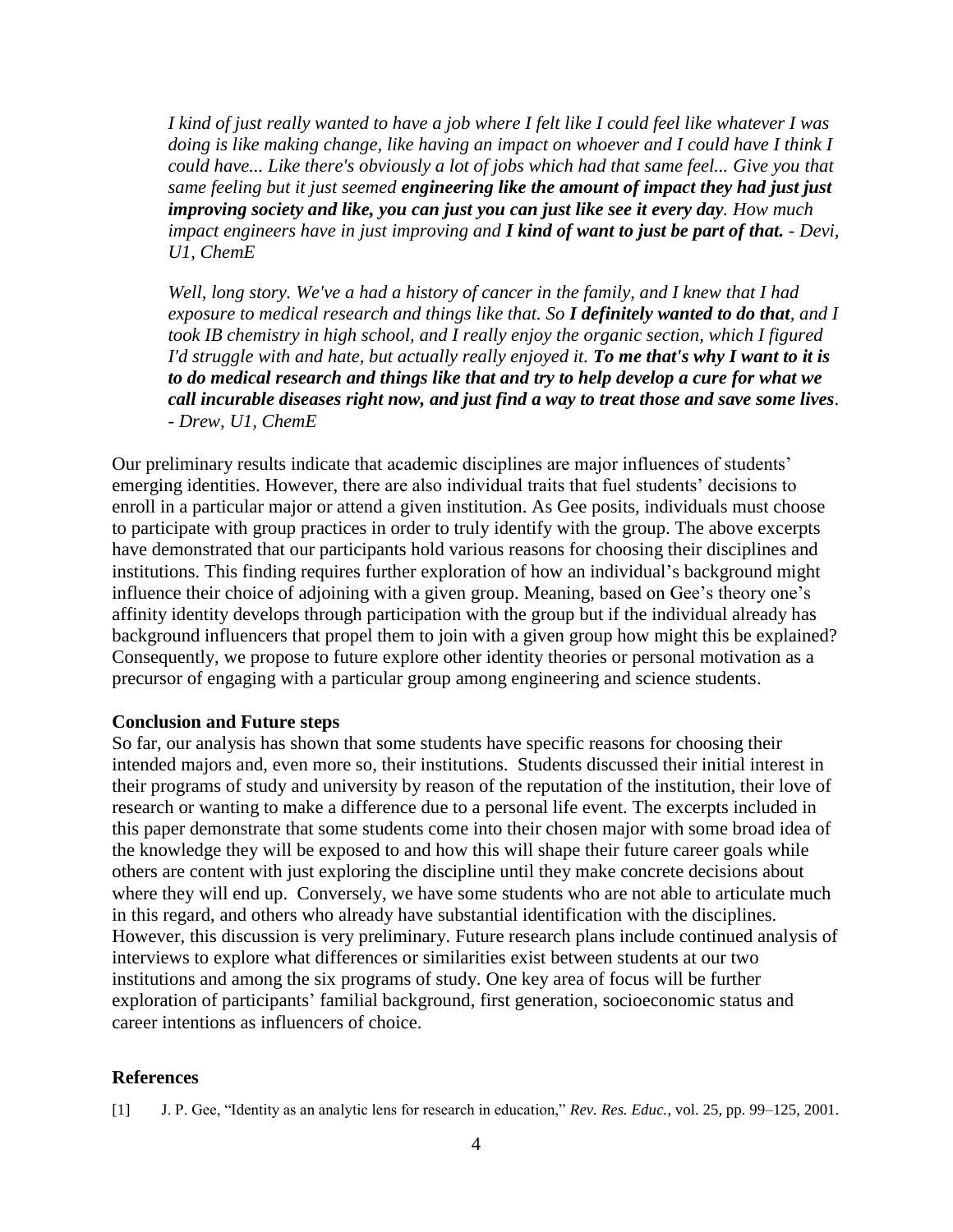*I kind of just really wanted to have a job where I felt like I could feel like whatever I was doing is like making change, like having an impact on whoever and I could have I think I could have... Like there's obviously a lot of jobs which had that same feel... Give you that same feeling but it just seemed **engineering like the amount of impact they had just just improving society and like, you can just you can just like see it every day**. How much impact engineers have in just improving and **I kind of want to just be part of that.** - Devi, U1, ChemE*

*Well, long story. We've a had a history of cancer in the family, and I knew that I had exposure to medical research and things like that. So **I definitely wanted to do that**, and I took IB chemistry in high school, and I really enjoy the organic section, which I figured I'd struggle with and hate, but actually really enjoyed it. **To me that's why I want to it is to do medical research and things like that and try to help develop a cure for what we call incurable diseases right now, and just find a way to treat those and save some lives**. - Drew, U1, ChemE*

Our preliminary results indicate that academic disciplines are major influences of students' emerging identities. However, there are also individual traits that fuel students' decisions to enroll in a particular major or attend a given institution. As Gee posits, individuals must choose to participate with group practices in order to truly identify with the group. The above excerpts have demonstrated that our participants hold various reasons for choosing their disciplines and institutions. This finding requires further exploration of how an individual's background might influence their choice of adjoining with a given group. Meaning, based on Gee's theory one's affinity identity develops through participation with the group but if the individual already has background influencers that propel them to join with a given group how might this be explained? Consequently, we propose to future explore other identity theories or personal motivation as a precursor of engaging with a particular group among engineering and science students.

**Conclusion and Future steps**

So far, our analysis has shown that some students have specific reasons for choosing their intended majors and, even more so, their institutions. Students discussed their initial interest in their programs of study and university by reason of the reputation of the institution, their love of research or wanting to make a difference due to a personal life event. The excerpts included in this paper demonstrate that some students come into their chosen major with some broad idea of the knowledge they will be exposed to and how this will shape their future career goals while others are content with just exploring the discipline until they make concrete decisions about where they will end up. Conversely, we have some students who are not able to articulate much in this regard, and others who already have substantial identification with the disciplines. However, this discussion is very preliminary. Future research plans include continued analysis of interviews to explore what differences or similarities exist between students at our two institutions and among the six programs of study. One key area of focus will be further exploration of participants' familial background, first generation, socioeconomic status and career intentions as influencers of choice.

## References

[1] J. P. Gee, "Identity as an analytic lens for research in education," *Rev. Res. Educ.*, vol. 25, pp. 99–125, 2001.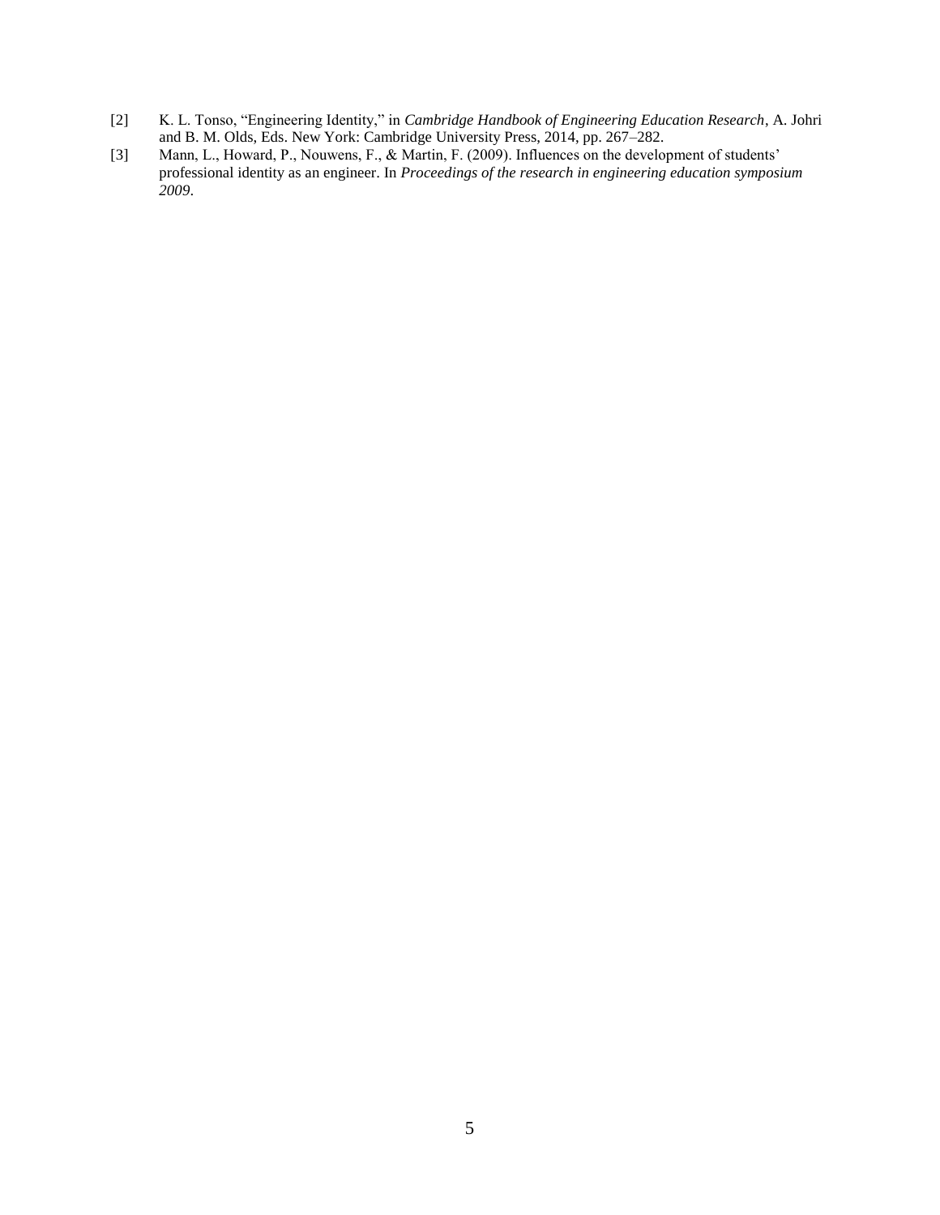[2] K. L. Tonso, "Engineering Identity," in *Cambridge Handbook of Engineering Education Research*, A. Johri and B. M. Olds, Eds. New York: Cambridge University Press, 2014, pp. 267–282.

[3] Mann, L., Howard, P., Nouwens, F., & Martin, F. (2009). Influences on the development of students' professional identity as an engineer. In *Proceedings of the research in engineering education symposium 2009*.